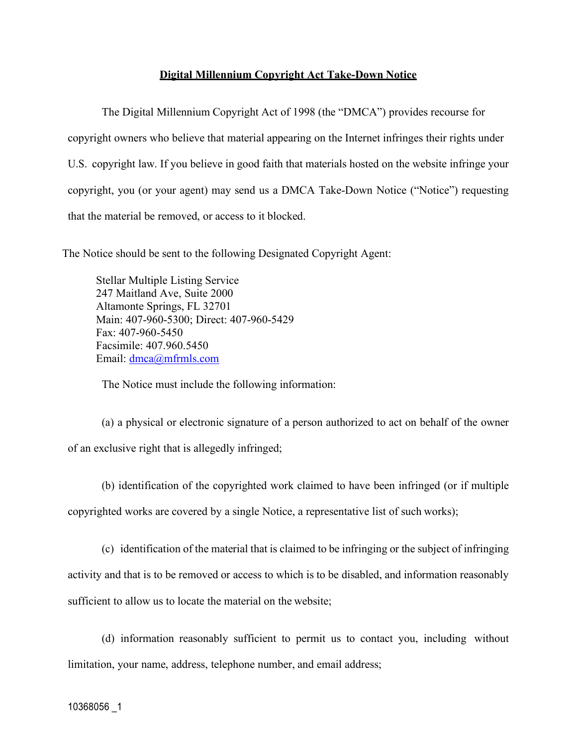# Digital Millennium Copyright Act Take-Down Notice

The Digital Millennium Copyright Act of 1998 (the "DMCA") provides recourse for copyright owners who believe that material appearing on the Internet infringes their rights under U.S. copyright law. If you believe in good faith that materials hosted on the website infringe your copyright, you (or your agent) may send us a DMCA Take-Down Notice ("Notice") requesting that the material be removed, or access to it blocked.

The Notice should be sent to the following Designated Copyright Agent:

Stellar Multiple Listing Service
247 Maitland Ave, Suite 2000
Altamonte Springs, FL 32701
Main: 407-960-5300; Direct: 407-960-5429
Fax: 407-960-5450
Facsimile: 407.960.5450
Email: dmca@mfrmls.com

The Notice must include the following information:

(a) a physical or electronic signature of a person authorized to act on behalf of the owner of an exclusive right that is allegedly infringed;

(b) identification of the copyrighted work claimed to have been infringed (or if multiple copyrighted works are covered by a single Notice, a representative list of such works);

(c) identification of the material that is claimed to be infringing or the subject of infringing activity and that is to be removed or access to which is to be disabled, and information reasonably sufficient to allow us to locate the material on the website;

(d) information reasonably sufficient to permit us to contact you, including without limitation, your name, address, telephone number, and email address;

10368056 _1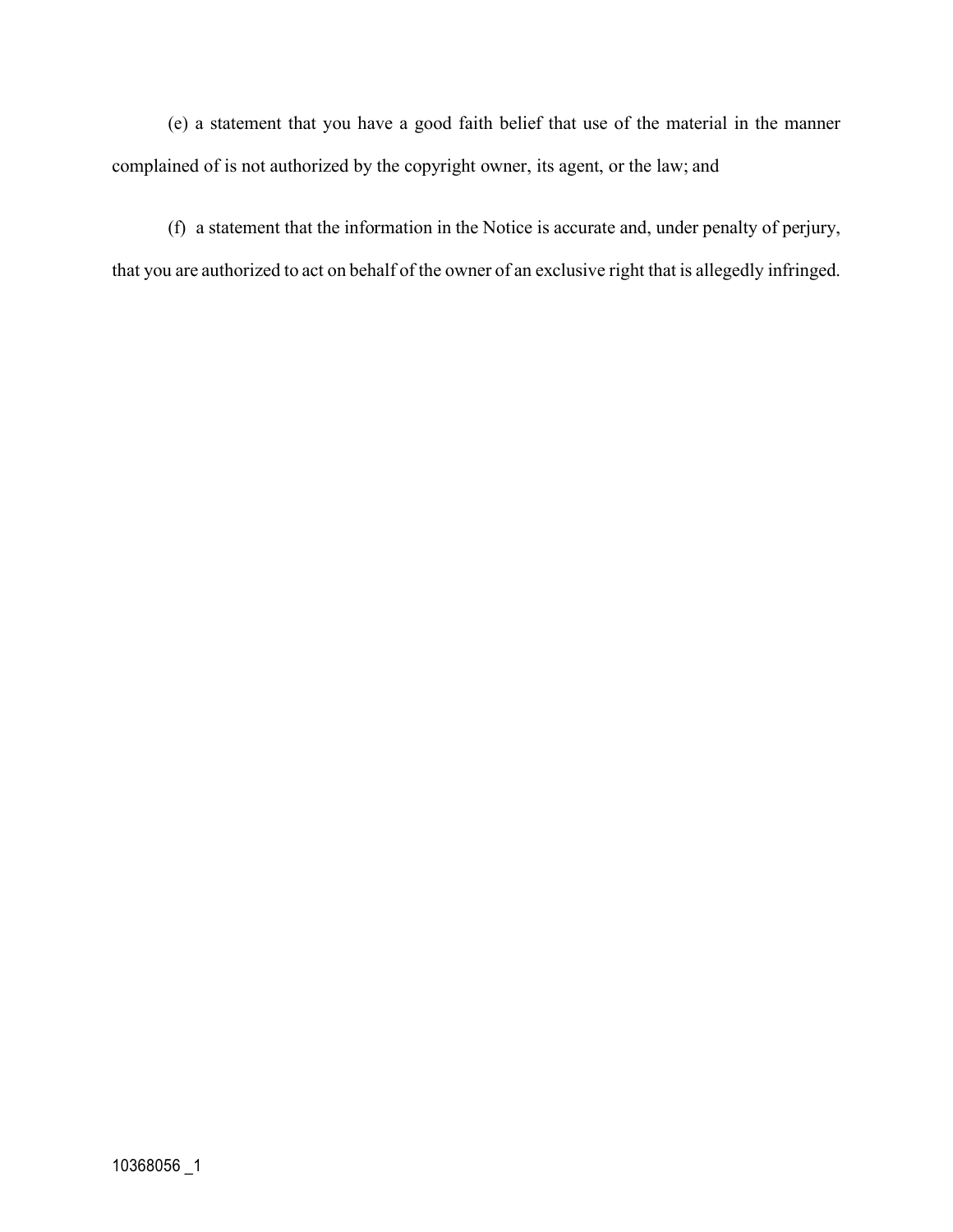(e) a statement that you have a good faith belief that use of the material in the manner complained of is not authorized by the copyright owner, its agent, or the law; and

(f) a statement that the information in the Notice is accurate and, under penalty of perjury, that you are authorized to act on behalf of the owner of an exclusive right that is allegedly infringed.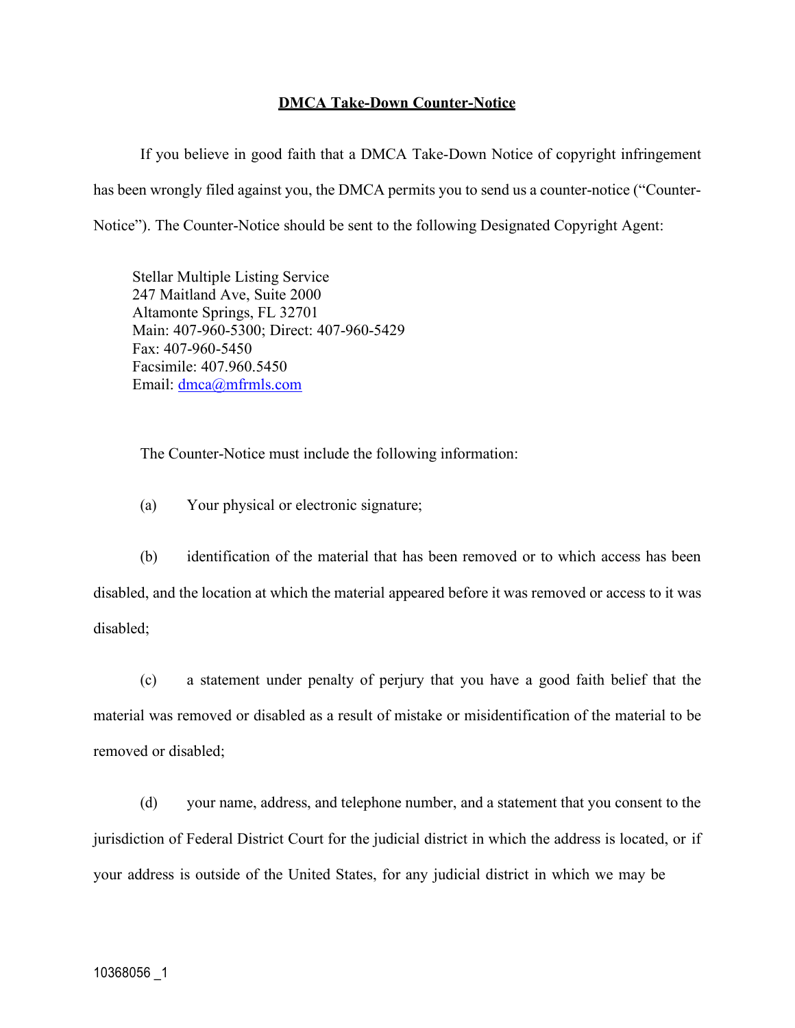# DMCA Take-Down Counter-Notice

If you believe in good faith that a DMCA Take-Down Notice of copyright infringement has been wrongly filed against you, the DMCA permits you to send us a counter-notice ("Counter-Notice"). The Counter-Notice should be sent to the following Designated Copyright Agent:

Stellar Multiple Listing Service
247 Maitland Ave, Suite 2000
Altamonte Springs, FL 32701
Main: 407-960-5300; Direct: 407-960-5429
Fax: 407-960-5450
Facsimile: 407.960.5450
Email: dmca@mfrmls.com

The Counter-Notice must include the following information:

(a) Your physical or electronic signature;

(b) identification of the material that has been removed or to which access has been disabled, and the location at which the material appeared before it was removed or access to it was disabled;

(c) a statement under penalty of perjury that you have a good faith belief that the material was removed or disabled as a result of mistake or misidentification of the material to be removed or disabled;

(d) your name, address, and telephone number, and a statement that you consent to the jurisdiction of Federal District Court for the judicial district in which the address is located, or if your address is outside of the United States, for any judicial district in which we may be

10368056 _1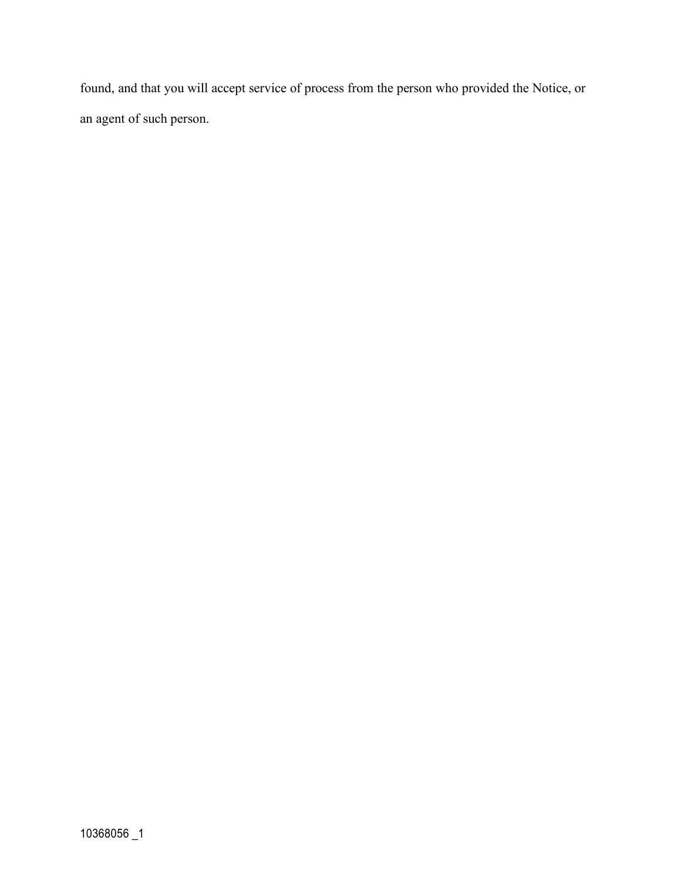found, and that you will accept service of process from the person who provided the Notice, or an agent of such person.

10368056 _1